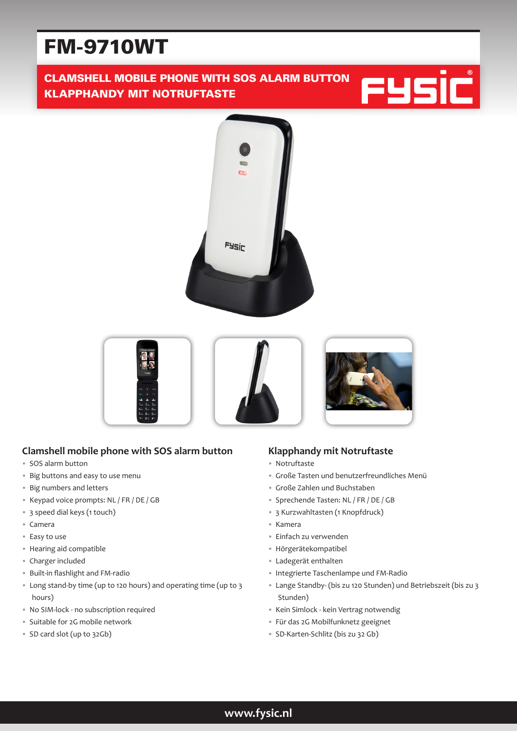# FM-9710WT

**CLAMSHELL MOBILE PHONE WITH SOS ALARM BUTTON**
**KLAPPHANDY MIT NOTRUFTASTE**

FYSIC®

## Clamshell mobile phone with SOS alarm button

- SOS alarm button
- Big buttons and easy to use menu
- Big numbers and letters
- Keypad voice prompts: NL / FR / DE / GB
- 3 speed dial keys (1 touch)
- Camera
- Easy to use
- Hearing aid compatible
- Charger included
- Built-in flashlight and FM-radio
- Long stand-by time (up to 120 hours) and operating time (up to 3 hours)
- No SIM-lock - no subscription required
- Suitable for 2G mobile network
- SD card slot (up to 32Gb)

## Klapphandy mit Notruftaste

- Notruftaste
- Große Tasten und benutzerfreundliches Menü
- Große Zahlen und Buchstaben
- Sprechende Tasten: NL / FR / DE / GB
- 3 Kurzwahltasten (1 Knopfdruck)
- Kamera
- Einfach zu verwenden
- Hörgerätekompatibel
- Ladegerät enthalten
- Integrierte Taschenlampe und FM-Radio
- Lange Standby- (bis zu 120 Stunden) und Betriebszeit (bis zu 3 Stunden)
- Kein Simlock - kein Vertrag notwendig
- Für das 2G Mobilfunknetz geeignet
- SD-Karten-Schlitz (bis zu 32 Gb)

www.fysic.nl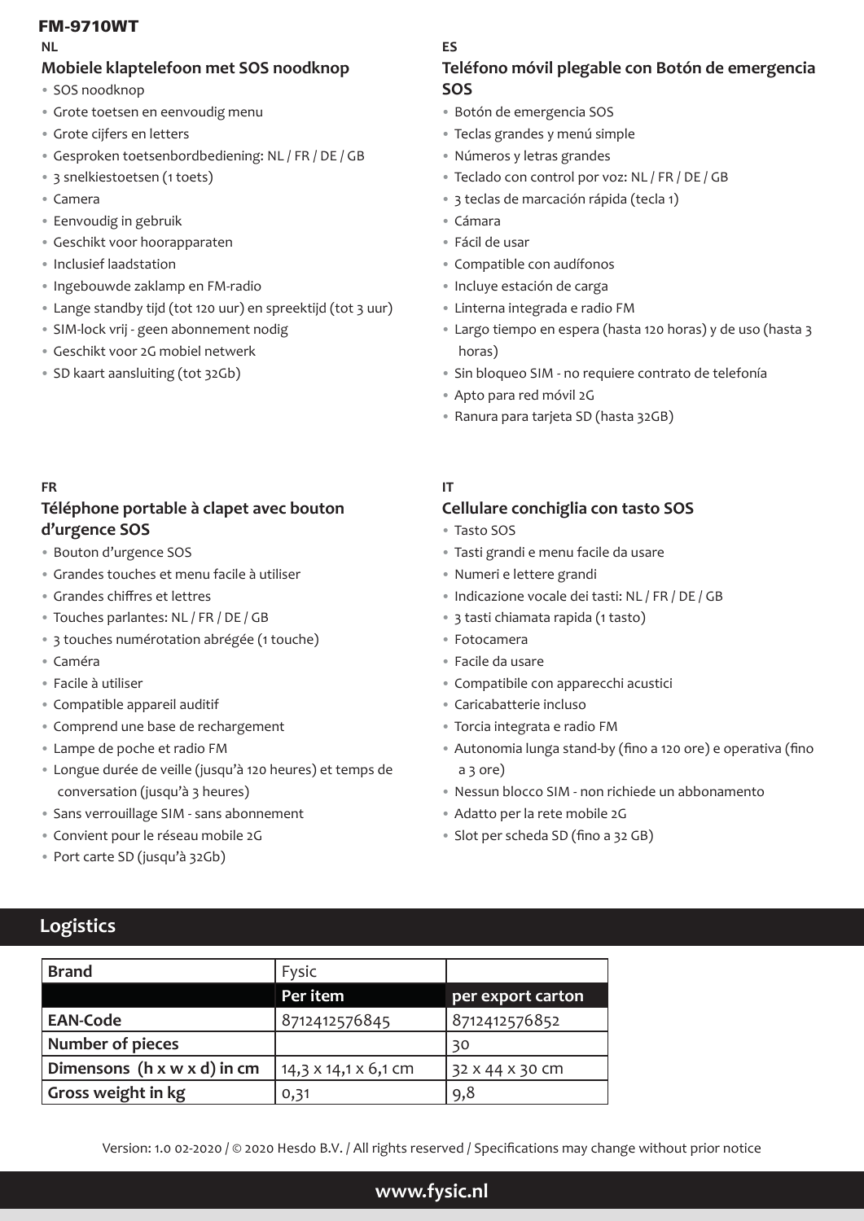# FM-9710WT

## NL

### Mobiele klaptelefoon met SOS noodknop

- SOS noodknop
- Grote toetsen en eenvoudig menu
- Grote cijfers en letters
- Gesproken toetsenbordbediening: NL / FR / DE / GB
- 3 snelkiestoetsen (1 toets)
- Camera
- Eenvoudig in gebruik
- Geschikt voor hoorapparaten
- Inclusief laadstation
- Ingebouwde zaklamp en FM-radio
- Lange standby tijd (tot 120 uur) en spreektijd (tot 3 uur)
- SIM-lock vrij - geen abonnement nodig
- Geschikt voor 2G mobiel netwerk
- SD kaart aansluiting (tot 32Gb)

## ES

### Teléfono móvil plegable con Botón de emergencia SOS

- Botón de emergencia SOS
- Teclas grandes y menú simple
- Números y letras grandes
- Teclado con control por voz: NL / FR / DE / GB
- 3 teclas de marcación rápida (tecla 1)
- Cámara
- Fácil de usar
- Compatible con audífonos
- Incluye estación de carga
- Linterna integrada e radio FM
- Largo tiempo en espera (hasta 120 horas) y de uso (hasta 3 horas)
- Sin bloqueo SIM - no requiere contrato de telefonía
- Apto para red móvil 2G
- Ranura para tarjeta SD (hasta 32GB)

## FR

### Téléphone portable à clapet avec bouton d'urgence SOS

- Bouton d'urgence SOS
- Grandes touches et menu facile à utiliser
- Grandes chiffres et lettres
- Touches parlantes: NL / FR / DE / GB
- 3 touches numérotation abrégée (1 touche)
- Caméra
- Facile à utiliser
- Compatible appareil auditif
- Comprend une base de rechargement
- Lampe de poche et radio FM
- Longue durée de veille (jusqu'à 120 heures) et temps de conversation (jusqu'à 3 heures)
- Sans verrouillage SIM - sans abonnement
- Convient pour le réseau mobile 2G
- Port carte SD (jusqu'à 32Gb)

## IT

### Cellulare conchiglia con tasto SOS

- Tasto SOS
- Tasti grandi e menu facile da usare
- Numeri e lettere grandi
- Indicazione vocale dei tasti: NL / FR / DE / GB
- 3 tasti chiamata rapida (1 tasto)
- Fotocamera
- Facile da usare
- Compatibile con apparecchi acustici
- Caricabatterie incluso
- Torcia integrata e radio FM
- Autonomia lunga stand-by (fino a 120 ore) e operativa (fino a 3 ore)
- Nessun blocco SIM - non richiede un abbonamento
- Adatto per la rete mobile 2G
- Slot per scheda SD (fino a 32 GB)

## Logistics

| Brand | Fysic | |
|---|---|---|
| | **Per item** | **per export carton** |
| **EAN-Code** | 8712412576845 | 8712412576852 |
| **Number of pieces** | | 30 |
| **Dimensons (h x w x d) in cm** | 14,3 x 14,1 x 6,1 cm | 32 x 44 x 30 cm |
| **Gross weight in kg** | 0,31 | 9,8 |

Version: 1.0 02-2020 / © 2020 Hesdo B.V. / All rights reserved / Specifications may change without prior notice

**www.fysic.nl**